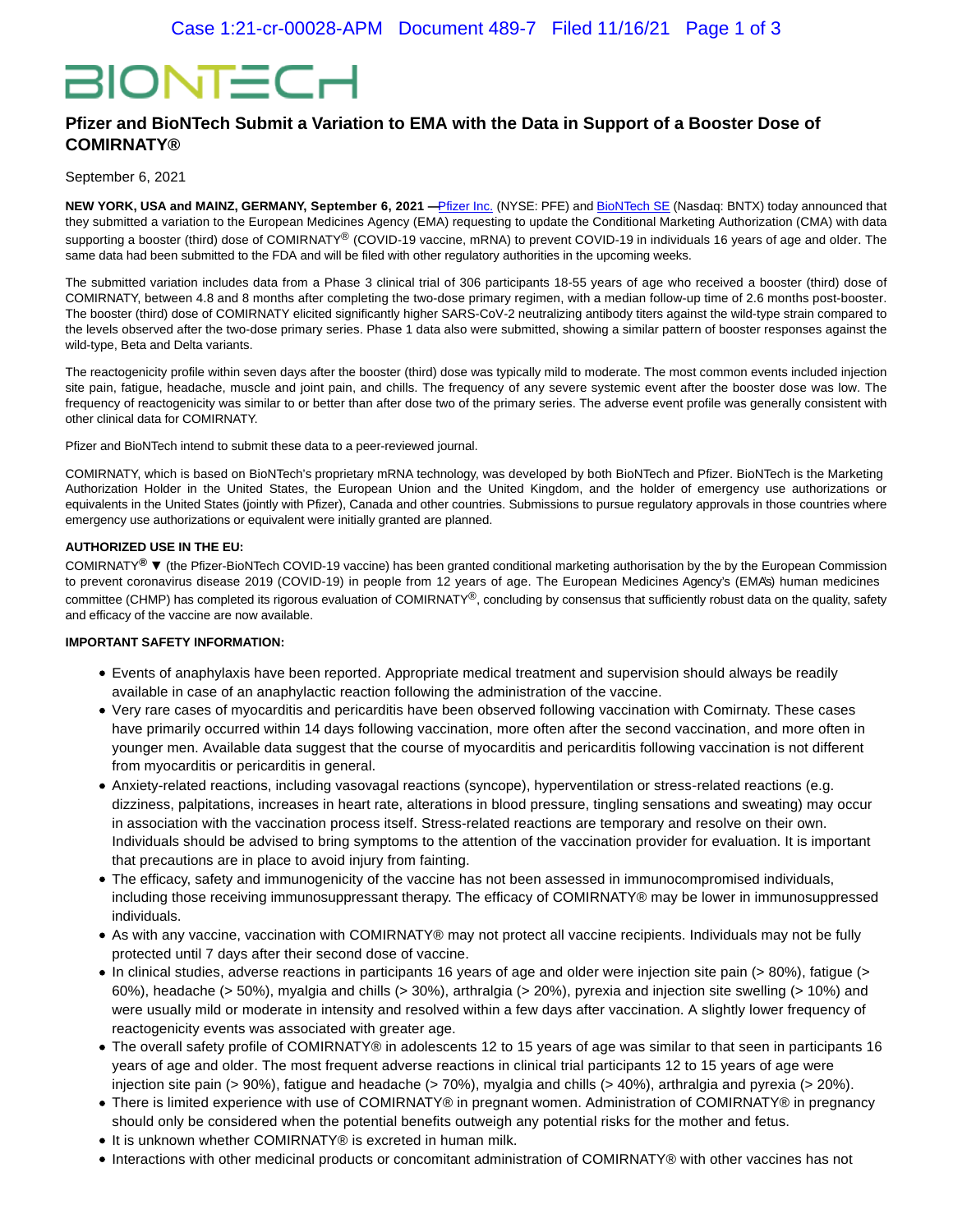BIONTECH

# Pfizer and BioNTech Submit a Variation to EMA with the Data in Support of a Booster Dose of COMIRNATY®

September 6, 2021

**NEW YORK, USA and MAINZ, GERMANY, September 6, 2021 —**Pfizer Inc. (NYSE: PFE) and BioNTech SE (Nasdaq: BNTX) today announced that they submitted a variation to the European Medicines Agency (EMA) requesting to update the Conditional Marketing Authorization (CMA) with data supporting a booster (third) dose of COMIRNATY® (COVID-19 vaccine, mRNA) to prevent COVID-19 in individuals 16 years of age and older. The same data had been submitted to the FDA and will be filed with other regulatory authorities in the upcoming weeks.

The submitted variation includes data from a Phase 3 clinical trial of 306 participants 18-55 years of age who received a booster (third) dose of COMIRNATY, between 4.8 and 8 months after completing the two-dose primary regimen, with a median follow-up time of 2.6 months post-booster. The booster (third) dose of COMIRNATY elicited significantly higher SARS-CoV-2 neutralizing antibody titers against the wild-type strain compared to the levels observed after the two-dose primary series. Phase 1 data also were submitted, showing a similar pattern of booster responses against the wild-type, Beta and Delta variants.

The reactogenicity profile within seven days after the booster (third) dose was typically mild to moderate. The most common events included injection site pain, fatigue, headache, muscle and joint pain, and chills. The frequency of any severe systemic event after the booster dose was low. The frequency of reactogenicity was similar to or better than after dose two of the primary series. The adverse event profile was generally consistent with other clinical data for COMIRNATY.

Pfizer and BioNTech intend to submit these data to a peer-reviewed journal.

COMIRNATY, which is based on BioNTech's proprietary mRNA technology, was developed by both BioNTech and Pfizer. BioNTech is the Marketing Authorization Holder in the United States, the European Union and the United Kingdom, and the holder of emergency use authorizations or equivalents in the United States (jointly with Pfizer), Canada and other countries. Submissions to pursue regulatory approvals in those countries where emergency use authorizations or equivalent were initially granted are planned.

**AUTHORIZED USE IN THE EU:**

COMIRNATY® ▼ (the Pfizer-BioNTech COVID-19 vaccine) has been granted conditional marketing authorisation by the by the European Commission to prevent coronavirus disease 2019 (COVID-19) in people from 12 years of age. The European Medicines Agency's (EMA's) human medicines committee (CHMP) has completed its rigorous evaluation of COMIRNATY®, concluding by consensus that sufficiently robust data on the quality, safety and efficacy of the vaccine are now available.

**IMPORTANT SAFETY INFORMATION:**

- Events of anaphylaxis have been reported. Appropriate medical treatment and supervision should always be readily available in case of an anaphylactic reaction following the administration of the vaccine.
- Very rare cases of myocarditis and pericarditis have been observed following vaccination with Comirnaty. These cases have primarily occurred within 14 days following vaccination, more often after the second vaccination, and more often in younger men. Available data suggest that the course of myocarditis and pericarditis following vaccination is not different from myocarditis or pericarditis in general.
- Anxiety-related reactions, including vasovagal reactions (syncope), hyperventilation or stress-related reactions (e.g. dizziness, palpitations, increases in heart rate, alterations in blood pressure, tingling sensations and sweating) may occur in association with the vaccination process itself. Stress-related reactions are temporary and resolve on their own. Individuals should be advised to bring symptoms to the attention of the vaccination provider for evaluation. It is important that precautions are in place to avoid injury from fainting.
- The efficacy, safety and immunogenicity of the vaccine has not been assessed in immunocompromised individuals, including those receiving immunosuppressant therapy. The efficacy of COMIRNATY® may be lower in immunosuppressed individuals.
- As with any vaccine, vaccination with COMIRNATY® may not protect all vaccine recipients. Individuals may not be fully protected until 7 days after their second dose of vaccine.
- In clinical studies, adverse reactions in participants 16 years of age and older were injection site pain (> 80%), fatigue (> 60%), headache (> 50%), myalgia and chills (> 30%), arthralgia (> 20%), pyrexia and injection site swelling (> 10%) and were usually mild or moderate in intensity and resolved within a few days after vaccination. A slightly lower frequency of reactogenicity events was associated with greater age.
- The overall safety profile of COMIRNATY® in adolescents 12 to 15 years of age was similar to that seen in participants 16 years of age and older. The most frequent adverse reactions in clinical trial participants 12 to 15 years of age were injection site pain (> 90%), fatigue and headache (> 70%), myalgia and chills (> 40%), arthralgia and pyrexia (> 20%).
- There is limited experience with use of COMIRNATY® in pregnant women. Administration of COMIRNATY® in pregnancy should only be considered when the potential benefits outweigh any potential risks for the mother and fetus.
- It is unknown whether COMIRNATY® is excreted in human milk.
- Interactions with other medicinal products or concomitant administration of COMIRNATY® with other vaccines has not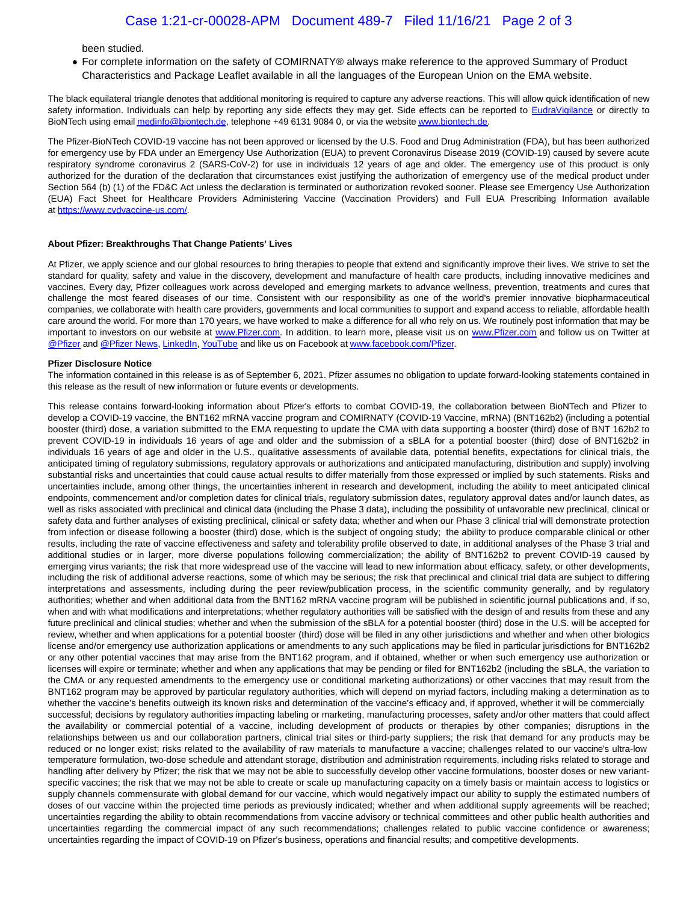been studied.

- For complete information on the safety of COMIRNATY® always make reference to the approved Summary of Product Characteristics and Package Leaflet available in all the languages of the European Union on the EMA website.

The black equilateral triangle denotes that additional monitoring is required to capture any adverse reactions. This will allow quick identification of new safety information. Individuals can help by reporting any side effects they may get. Side effects can be reported to EudraVigilance or directly to BioNTech using email medinfo@biontech.de, telephone +49 6131 9084 0, or via the website www.biontech.de.

The Pfizer-BioNTech COVID-19 vaccine has not been approved or licensed by the U.S. Food and Drug Administration (FDA), but has been authorized for emergency use by FDA under an Emergency Use Authorization (EUA) to prevent Coronavirus Disease 2019 (COVID-19) caused by severe acute respiratory syndrome coronavirus 2 (SARS-CoV-2) for use in individuals 12 years of age and older. The emergency use of this product is only authorized for the duration of the declaration that circumstances exist justifying the authorization of emergency use of the medical product under Section 564 (b) (1) of the FD&C Act unless the declaration is terminated or authorization revoked sooner. Please see Emergency Use Authorization (EUA) Fact Sheet for Healthcare Providers Administering Vaccine (Vaccination Providers) and Full EUA Prescribing Information available at https://www.cvdvaccine-us.com/.

**About Pfizer: Breakthroughs That Change Patients' Lives**

At Pfizer, we apply science and our global resources to bring therapies to people that extend and significantly improve their lives. We strive to set the standard for quality, safety and value in the discovery, development and manufacture of health care products, including innovative medicines and vaccines. Every day, Pfizer colleagues work across developed and emerging markets to advance wellness, prevention, treatments and cures that challenge the most feared diseases of our time. Consistent with our responsibility as one of the world's premier innovative biopharmaceutical companies, we collaborate with health care providers, governments and local communities to support and expand access to reliable, affordable health care around the world. For more than 170 years, we have worked to make a difference for all who rely on us. We routinely post information that may be important to investors on our website at www.Pfizer.com. In addition, to learn more, please visit us on www.Pfizer.com and follow us on Twitter at @Pfizer and @Pfizer News, LinkedIn, YouTube and like us on Facebook at www.facebook.com/Pfizer.

**Pfizer Disclosure Notice**

The information contained in this release is as of September 6, 2021. Pfizer assumes no obligation to update forward-looking statements contained in this release as the result of new information or future events or developments.

This release contains forward-looking information about Pfizer's efforts to combat COVID-19, the collaboration between BioNTech and Pfizer to develop a COVID-19 vaccine, the BNT162 mRNA vaccine program and COMIRNATY (COVID-19 Vaccine, mRNA) (BNT162b2) (including a potential booster (third) dose, a variation submitted to the EMA requesting to update the CMA with data supporting a booster (third) dose of BNT 162b2 to prevent COVID-19 in individuals 16 years of age and older and the submission of a sBLA for a potential booster (third) dose of BNT162b2 in individuals 16 years of age and older in the U.S., qualitative assessments of available data, potential benefits, expectations for clinical trials, the anticipated timing of regulatory submissions, regulatory approvals or authorizations and anticipated manufacturing, distribution and supply) involving substantial risks and uncertainties that could cause actual results to differ materially from those expressed or implied by such statements. Risks and uncertainties include, among other things, the uncertainties inherent in research and development, including the ability to meet anticipated clinical endpoints, commencement and/or completion dates for clinical trials, regulatory submission dates, regulatory approval dates and/or launch dates, as well as risks associated with preclinical and clinical data (including the Phase 3 data), including the possibility of unfavorable new preclinical, clinical or safety data and further analyses of existing preclinical, clinical or safety data; whether and when our Phase 3 clinical trial will demonstrate protection from infection or disease following a booster (third) dose, which is the subject of ongoing study; the ability to produce comparable clinical or other results, including the rate of vaccine effectiveness and safety and tolerability profile observed to date, in additional analyses of the Phase 3 trial and additional studies or in larger, more diverse populations following commercialization; the ability of BNT162b2 to prevent COVID-19 caused by emerging virus variants; the risk that more widespread use of the vaccine will lead to new information about efficacy, safety, or other developments, including the risk of additional adverse reactions, some of which may be serious; the risk that preclinical and clinical trial data are subject to differing interpretations and assessments, including during the peer review/publication process, in the scientific community generally, and by regulatory authorities; whether and when additional data from the BNT162 mRNA vaccine program will be published in scientific journal publications and, if so, when and with what modifications and interpretations; whether regulatory authorities will be satisfied with the design of and results from these and any future preclinical and clinical studies; whether and when the submission of the sBLA for a potential booster (third) dose in the U.S. will be accepted for review, whether and when applications for a potential booster (third) dose will be filed in any other jurisdictions and whether and when other biologics license and/or emergency use authorization applications or amendments to any such applications may be filed in particular jurisdictions for BNT162b2 or any other potential vaccines that may arise from the BNT162 program, and if obtained, whether or when such emergency use authorization or licenses will expire or terminate; whether and when any applications that may be pending or filed for BNT162b2 (including the sBLA, the variation to the CMA or any requested amendments to the emergency use or conditional marketing authorizations) or other vaccines that may result from the BNT162 program may be approved by particular regulatory authorities, which will depend on myriad factors, including making a determination as to whether the vaccine's benefits outweigh its known risks and determination of the vaccine's efficacy and, if approved, whether it will be commercially successful; decisions by regulatory authorities impacting labeling or marketing, manufacturing processes, safety and/or other matters that could affect the availability or commercial potential of a vaccine, including development of products or therapies by other companies; disruptions in the relationships between us and our collaboration partners, clinical trial sites or third-party suppliers; the risk that demand for any products may be reduced or no longer exist; risks related to the availability of raw materials to manufacture a vaccine; challenges related to our vaccine's ultra-low temperature formulation, two-dose schedule and attendant storage, distribution and administration requirements, including risks related to storage and handling after delivery by Pfizer; the risk that we may not be able to successfully develop other vaccine formulations, booster doses or new variant-specific vaccines; the risk that we may not be able to create or scale up manufacturing capacity on a timely basis or maintain access to logistics or supply channels commensurate with global demand for our vaccine, which would negatively impact our ability to supply the estimated numbers of doses of our vaccine within the projected time periods as previously indicated; whether and when additional supply agreements will be reached; uncertainties regarding the ability to obtain recommendations from vaccine advisory or technical committees and other public health authorities and uncertainties regarding the commercial impact of any such recommendations; challenges related to public vaccine confidence or awareness; uncertainties regarding the impact of COVID-19 on Pfizer's business, operations and financial results; and competitive developments.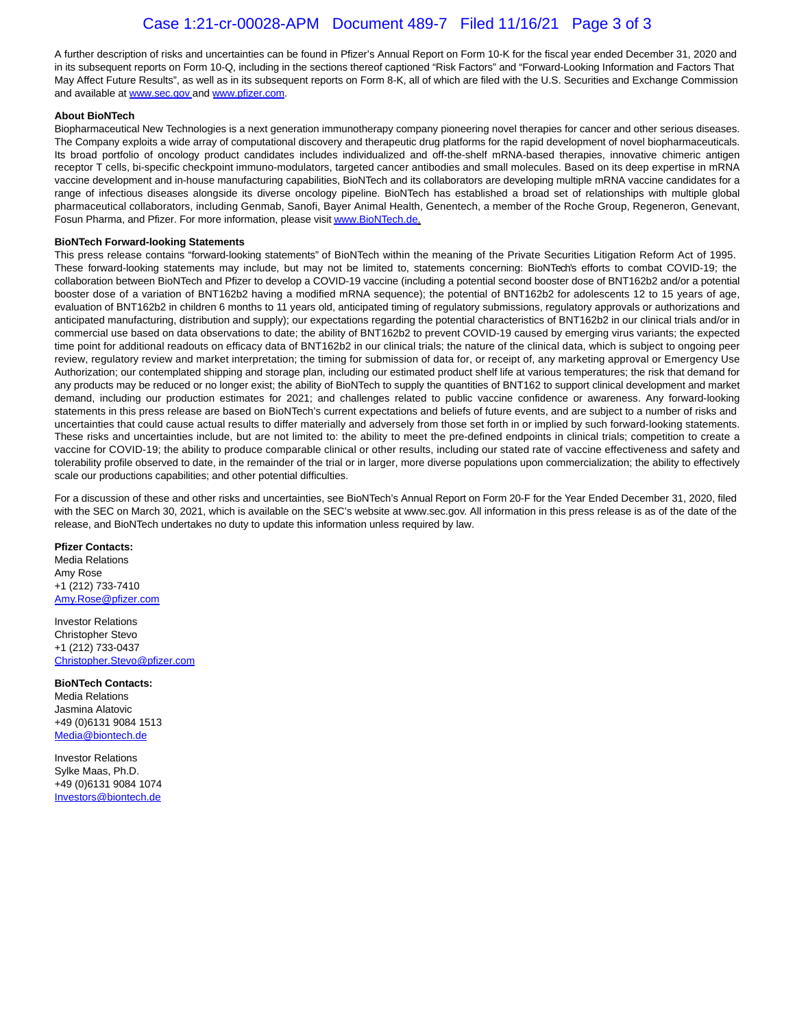A further description of risks and uncertainties can be found in Pfizer's Annual Report on Form 10-K for the fiscal year ended December 31, 2020 and in its subsequent reports on Form 10-Q, including in the sections thereof captioned "Risk Factors" and "Forward-Looking Information and Factors That May Affect Future Results", as well as in its subsequent reports on Form 8-K, all of which are filed with the U.S. Securities and Exchange Commission and available at www.sec.gov and www.pfizer.com.

**About BioNTech**

Biopharmaceutical New Technologies is a next generation immunotherapy company pioneering novel therapies for cancer and other serious diseases. The Company exploits a wide array of computational discovery and therapeutic drug platforms for the rapid development of novel biopharmaceuticals. Its broad portfolio of oncology product candidates includes individualized and off-the-shelf mRNA-based therapies, innovative chimeric antigen receptor T cells, bi-specific checkpoint immuno-modulators, targeted cancer antibodies and small molecules. Based on its deep expertise in mRNA vaccine development and in-house manufacturing capabilities, BioNTech and its collaborators are developing multiple mRNA vaccine candidates for a range of infectious diseases alongside its diverse oncology pipeline. BioNTech has established a broad set of relationships with multiple global pharmaceutical collaborators, including Genmab, Sanofi, Bayer Animal Health, Genentech, a member of the Roche Group, Regeneron, Genevant, Fosun Pharma, and Pfizer. For more information, please visit www.BioNTech.de.

**BioNTech Forward-looking Statements**

This press release contains "forward-looking statements" of BioNTech within the meaning of the Private Securities Litigation Reform Act of 1995. These forward-looking statements may include, but may not be limited to, statements concerning: BioNTech's efforts to combat COVID-19; the collaboration between BioNTech and Pfizer to develop a COVID-19 vaccine (including a potential second booster dose of BNT162b2 and/or a potential booster dose of a variation of BNT162b2 having a modified mRNA sequence); the potential of BNT162b2 for adolescents 12 to 15 years of age, evaluation of BNT162b2 in children 6 months to 11 years old, anticipated timing of regulatory submissions, regulatory approvals or authorizations and anticipated manufacturing, distribution and supply); our expectations regarding the potential characteristics of BNT162b2 in our clinical trials and/or in commercial use based on data observations to date; the ability of BNT162b2 to prevent COVID-19 caused by emerging virus variants; the expected time point for additional readouts on efficacy data of BNT162b2 in our clinical trials; the nature of the clinical data, which is subject to ongoing peer review, regulatory review and market interpretation; the timing for submission of data for, or receipt of, any marketing approval or Emergency Use Authorization; our contemplated shipping and storage plan, including our estimated product shelf life at various temperatures; the risk that demand for any products may be reduced or no longer exist; the ability of BioNTech to supply the quantities of BNT162 to support clinical development and market demand, including our production estimates for 2021; and challenges related to public vaccine confidence or awareness. Any forward-looking statements in this press release are based on BioNTech's current expectations and beliefs of future events, and are subject to a number of risks and uncertainties that could cause actual results to differ materially and adversely from those set forth in or implied by such forward-looking statements. These risks and uncertainties include, but are not limited to: the ability to meet the pre-defined endpoints in clinical trials; competition to create a vaccine for COVID-19; the ability to produce comparable clinical or other results, including our stated rate of vaccine effectiveness and safety and tolerability profile observed to date, in the remainder of the trial or in larger, more diverse populations upon commercialization; the ability to effectively scale our productions capabilities; and other potential difficulties.

For a discussion of these and other risks and uncertainties, see BioNTech's Annual Report on Form 20-F for the Year Ended December 31, 2020, filed with the SEC on March 30, 2021, which is available on the SEC's website at www.sec.gov. All information in this press release is as of the date of the release, and BioNTech undertakes no duty to update this information unless required by law.

**Pfizer Contacts:**
Media Relations
Amy Rose
+1 (212) 733-7410
Amy.Rose@pfizer.com

Investor Relations
Christopher Stevo
+1 (212) 733-0437
Christopher.Stevo@pfizer.com

**BioNTech Contacts:**
Media Relations
Jasmina Alatovic
+49 (0)6131 9084 1513
Media@biontech.de

Investor Relations
Sylke Maas, Ph.D.
+49 (0)6131 9084 1074
Investors@biontech.de